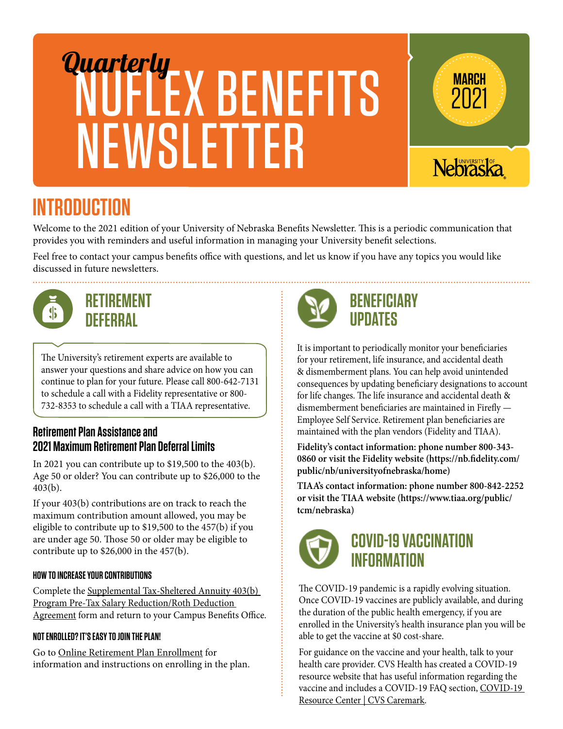# Quarterly NUFLEX BENEFITS NEWSLETTER

MARCH 2021

University of Nebraska

## INTRODUCTION

Welcome to the 2021 edition of your University of Nebraska Benefits Newsletter. This is a periodic communication that provides you with reminders and useful information in managing your University benefit selections.

Feel free to contact your campus benefits office with questions, and let us know if you have any topics you would like discussed in future newsletters.

## RETIREMENT DEFERRAL

The University's retirement experts are available to answer your questions and share advice on how you can continue to plan for your future. Please call 800-642-7131 to schedule a call with a Fidelity representative or 800-732-8353 to schedule a call with a TIAA representative.

### Retirement Plan Assistance and 2021 Maximum Retirement Plan Deferral Limits

In 2021 you can contribute up to $19,500 to the 403(b). Age 50 or older? You can contribute up to $26,000 to the 403(b).

If your 403(b) contributions are on track to reach the maximum contribution amount allowed, you may be eligible to contribute up to $19,500 to the 457(b) if you are under age 50. Those 50 or older may be eligible to contribute up to $26,000 in the 457(b).

#### HOW TO INCREASE YOUR CONTRIBUTIONS

Complete the Supplemental Tax-Sheltered Annuity 403(b) Program Pre-Tax Salary Reduction/Roth Deduction Agreement form and return to your Campus Benefits Office.

#### NOT ENROLLED? IT'S EASY TO JOIN THE PLAN!

Go to Online Retirement Plan Enrollment for information and instructions on enrolling in the plan.

## BENEFICIARY UPDATES

It is important to periodically monitor your beneficiaries for your retirement, life insurance, and accidental death & dismemberment plans. You can help avoid unintended consequences by updating beneficiary designations to account for life changes. The life insurance and accidental death & dismemberment beneficiaries are maintained in Firefly — Employee Self Service. Retirement plan beneficiaries are maintained with the plan vendors (Fidelity and TIAA).

**Fidelity's contact information: phone number 800-343-0860 or visit the Fidelity website (https://nb.fidelity.com/public/nb/universityofnebraska/home)**

**TIAA's contact information: phone number 800-842-2252 or visit the TIAA website (https://www.tiaa.org/public/tcm/nebraska)**

## COVID-19 VACCINATION INFORMATION

The COVID-19 pandemic is a rapidly evolving situation. Once COVID-19 vaccines are publicly available, and during the duration of the public health emergency, if you are enrolled in the University's health insurance plan you will be able to get the vaccine at $0 cost-share.

For guidance on the vaccine and your health, talk to your health care provider. CVS Health has created a COVID-19 resource website that has useful information regarding the vaccine and includes a COVID-19 FAQ section, COVID-19 Resource Center | CVS Caremark.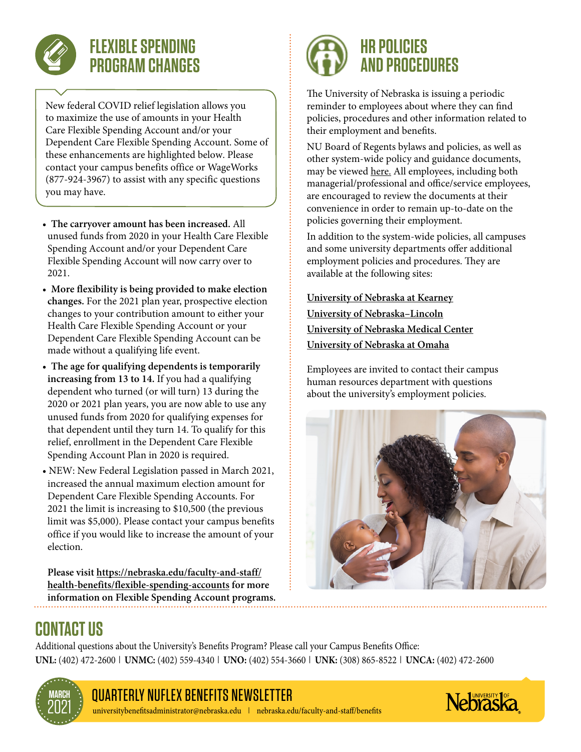## FLEXIBLE SPENDING PROGRAM CHANGES

New federal COVID relief legislation allows you to maximize the use of amounts in your Health Care Flexible Spending Account and/or your Dependent Care Flexible Spending Account. Some of these enhancements are highlighted below. Please contact your campus benefits office or WageWorks (877-924-3967) to assist with any specific questions you may have.

- **The carryover amount has been increased.** All unused funds from 2020 in your Health Care Flexible Spending Account and/or your Dependent Care Flexible Spending Account will now carry over to 2021.
- **More flexibility is being provided to make election changes.** For the 2021 plan year, prospective election changes to your contribution amount to either your Health Care Flexible Spending Account or your Dependent Care Flexible Spending Account can be made without a qualifying life event.
- **The age for qualifying dependents is temporarily increasing from 13 to 14.** If you had a qualifying dependent who turned (or will turn) 13 during the 2020 or 2021 plan years, you are now able to use any unused funds from 2020 for qualifying expenses for that dependent until they turn 14. To qualify for this relief, enrollment in the Dependent Care Flexible Spending Account Plan in 2020 is required.
- NEW: New Federal Legislation passed in March 2021, increased the annual maximum election amount for Dependent Care Flexible Spending Accounts. For 2021 the limit is increasing to $10,500 (the previous limit was $5,000). Please contact your campus benefits office if you would like to increase the amount of your election.

**Please visit https://nebraska.edu/faculty-and-staff/health-benefits/flexible-spending-accounts for more information on Flexible Spending Account programs.**

## HR POLICIES AND PROCEDURES

The University of Nebraska is issuing a periodic reminder to employees about where they can find policies, procedures and other information related to their employment and benefits.

NU Board of Regents bylaws and policies, as well as other system-wide policy and guidance documents, may be viewed here. All employees, including both managerial/professional and office/service employees, are encouraged to review the documents at their convenience in order to remain up-to-date on the policies governing their employment.

In addition to the system-wide policies, all campuses and some university departments offer additional employment policies and procedures. They are available at the following sites:

**University of Nebraska at Kearney**
**University of Nebraska–Lincoln**
**University of Nebraska Medical Center**
**University of Nebraska at Omaha**

Employees are invited to contact their campus human resources department with questions about the university's employment policies.

## CONTACT US

Additional questions about the University's Benefits Program? Please call your Campus Benefits Office:
**UNL:** (402) 472-2600 | **UNMC:** (402) 559-4340 | **UNO:** (402) 554-3660 | **UNK:** (308) 865-8522 | **UNCA:** (402) 472-2600

MARCH 2021

QUARTERLY NUFLEX BENEFITS NEWSLETTER
universitybenefitsadministrator@nebraska.edu | nebraska.edu/faculty-and-staff/benefits